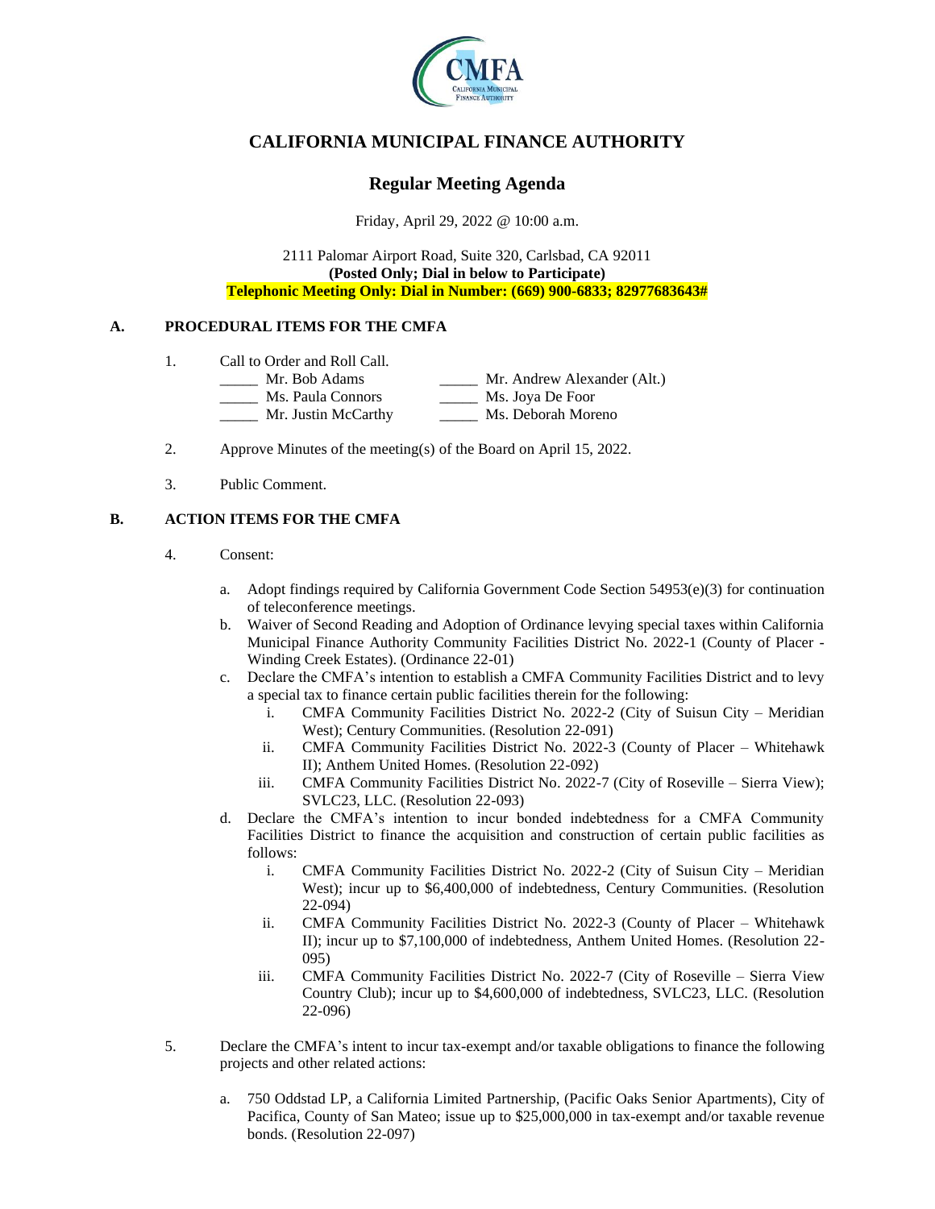# CALIFORNIA MUNICIPAL FINANCE AUTHORITY

## Regular Meeting Agenda

Friday, April 29, 2022 @ 10:00 a.m.

2111 Palomar Airport Road, Suite 320, Carlsbad, CA 92011
**(Posted Only; Dial in below to Participate)**
**Telephonic Meeting Only: Dial in Number: (669) 900-6833; 82977683643#**

### A. PROCEDURAL ITEMS FOR THE CMFA

1. Call to Order and Roll Call.

   _____ Mr. Bob Adams
   _____ Ms. Paula Connors
   _____ Mr. Justin McCarthy
   _____ Mr. Andrew Alexander (Alt.)
   _____ Ms. Joya De Foor
   _____ Ms. Deborah Moreno

2. Approve Minutes of the meeting(s) of the Board on April 15, 2022.

3. Public Comment.

### B. ACTION ITEMS FOR THE CMFA

4. Consent:

   a. Adopt findings required by California Government Code Section 54953(e)(3) for continuation of teleconference meetings.
   b. Waiver of Second Reading and Adoption of Ordinance levying special taxes within California Municipal Finance Authority Community Facilities District No. 2022-1 (County of Placer - Winding Creek Estates). (Ordinance 22-01)
   c. Declare the CMFA's intention to establish a CMFA Community Facilities District and to levy a special tax to finance certain public facilities therein for the following:
      i. CMFA Community Facilities District No. 2022-2 (City of Suisun City – Meridian West); Century Communities. (Resolution 22-091)
      ii. CMFA Community Facilities District No. 2022-3 (County of Placer – Whitehawk II); Anthem United Homes. (Resolution 22-092)
      iii. CMFA Community Facilities District No. 2022-7 (City of Roseville – Sierra View); SVLC23, LLC. (Resolution 22-093)
   d. Declare the CMFA's intention to incur bonded indebtedness for a CMFA Community Facilities District to finance the acquisition and construction of certain public facilities as follows:
      i. CMFA Community Facilities District No. 2022-2 (City of Suisun City – Meridian West); incur up to $6,400,000 of indebtedness, Century Communities. (Resolution 22-094)
      ii. CMFA Community Facilities District No. 2022-3 (County of Placer – Whitehawk II); incur up to $7,100,000 of indebtedness, Anthem United Homes. (Resolution 22-095)
      iii. CMFA Community Facilities District No. 2022-7 (City of Roseville – Sierra View Country Club); incur up to $4,600,000 of indebtedness, SVLC23, LLC. (Resolution 22-096)

5. Declare the CMFA's intent to incur tax-exempt and/or taxable obligations to finance the following projects and other related actions:

   a. 750 Oddstad LP, a California Limited Partnership, (Pacific Oaks Senior Apartments), City of Pacifica, County of San Mateo; issue up to $25,000,000 in tax-exempt and/or taxable revenue bonds. (Resolution 22-097)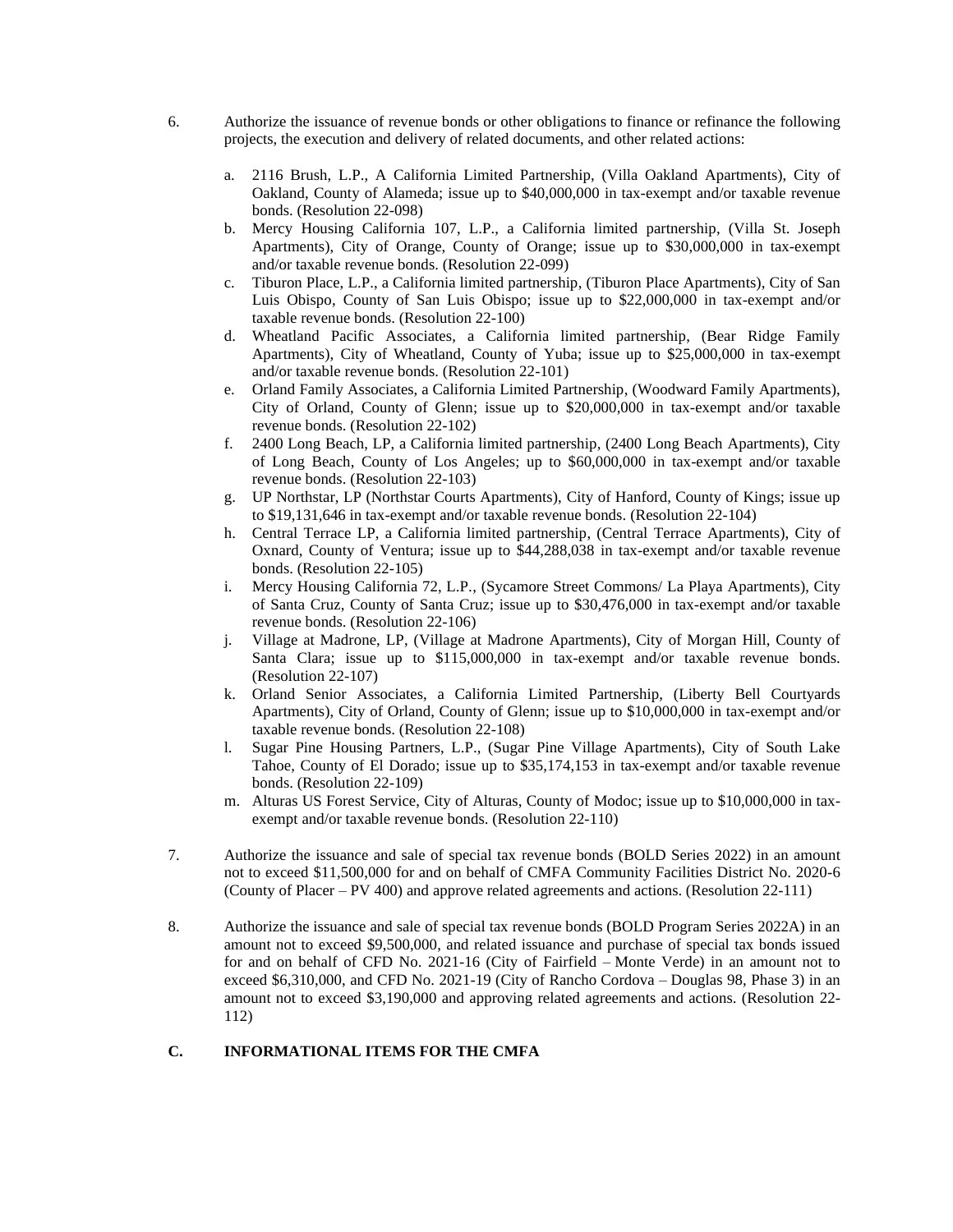6. Authorize the issuance of revenue bonds or other obligations to finance or refinance the following projects, the execution and delivery of related documents, and other related actions:

   a. 2116 Brush, L.P., A California Limited Partnership, (Villa Oakland Apartments), City of Oakland, County of Alameda; issue up to $40,000,000 in tax-exempt and/or taxable revenue bonds. (Resolution 22-098)
   b. Mercy Housing California 107, L.P., a California limited partnership, (Villa St. Joseph Apartments), City of Orange, County of Orange; issue up to $30,000,000 in tax-exempt and/or taxable revenue bonds. (Resolution 22-099)
   c. Tiburon Place, L.P., a California limited partnership, (Tiburon Place Apartments), City of San Luis Obispo, County of San Luis Obispo; issue up to $22,000,000 in tax-exempt and/or taxable revenue bonds. (Resolution 22-100)
   d. Wheatland Pacific Associates, a California limited partnership, (Bear Ridge Family Apartments), City of Wheatland, County of Yuba; issue up to $25,000,000 in tax-exempt and/or taxable revenue bonds. (Resolution 22-101)
   e. Orland Family Associates, a California Limited Partnership, (Woodward Family Apartments), City of Orland, County of Glenn; issue up to $20,000,000 in tax-exempt and/or taxable revenue bonds. (Resolution 22-102)
   f. 2400 Long Beach, LP, a California limited partnership, (2400 Long Beach Apartments), City of Long Beach, County of Los Angeles; up to $60,000,000 in tax-exempt and/or taxable revenue bonds. (Resolution 22-103)
   g. UP Northstar, LP (Northstar Courts Apartments), City of Hanford, County of Kings; issue up to $19,131,646 in tax-exempt and/or taxable revenue bonds. (Resolution 22-104)
   h. Central Terrace LP, a California limited partnership, (Central Terrace Apartments), City of Oxnard, County of Ventura; issue up to $44,288,038 in tax-exempt and/or taxable revenue bonds. (Resolution 22-105)
   i. Mercy Housing California 72, L.P., (Sycamore Street Commons/ La Playa Apartments), City of Santa Cruz, County of Santa Cruz; issue up to $30,476,000 in tax-exempt and/or taxable revenue bonds. (Resolution 22-106)
   j. Village at Madrone, LP, (Village at Madrone Apartments), City of Morgan Hill, County of Santa Clara; issue up to $115,000,000 in tax-exempt and/or taxable revenue bonds. (Resolution 22-107)
   k. Orland Senior Associates, a California Limited Partnership, (Liberty Bell Courtyards Apartments), City of Orland, County of Glenn; issue up to $10,000,000 in tax-exempt and/or taxable revenue bonds. (Resolution 22-108)
   l. Sugar Pine Housing Partners, L.P., (Sugar Pine Village Apartments), City of South Lake Tahoe, County of El Dorado; issue up to $35,174,153 in tax-exempt and/or taxable revenue bonds. (Resolution 22-109)
   m. Alturas US Forest Service, City of Alturas, County of Modoc; issue up to $10,000,000 in tax-exempt and/or taxable revenue bonds. (Resolution 22-110)

7. Authorize the issuance and sale of special tax revenue bonds (BOLD Series 2022) in an amount not to exceed $11,500,000 for and on behalf of CMFA Community Facilities District No. 2020-6 (County of Placer – PV 400) and approve related agreements and actions. (Resolution 22-111)

8. Authorize the issuance and sale of special tax revenue bonds (BOLD Program Series 2022A) in an amount not to exceed $9,500,000, and related issuance and purchase of special tax bonds issued for and on behalf of CFD No. 2021-16 (City of Fairfield – Monte Verde) in an amount not to exceed $6,310,000, and CFD No. 2021-19 (City of Rancho Cordova – Douglas 98, Phase 3) in an amount not to exceed $3,190,000 and approving related agreements and actions. (Resolution 22-112)

## C. INFORMATIONAL ITEMS FOR THE CMFA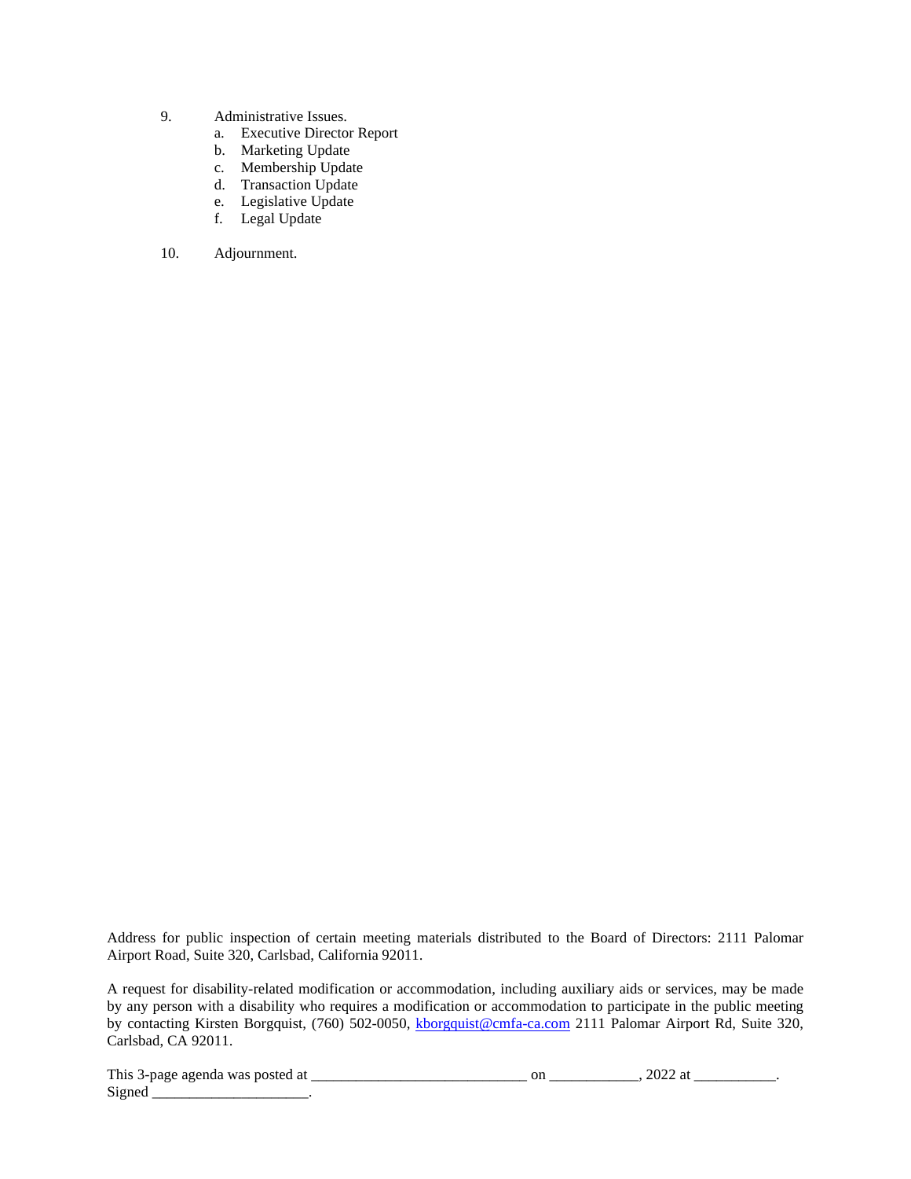9. Administrative Issues.
    a. Executive Director Report
    b. Marketing Update
    c. Membership Update
    d. Transaction Update
    e. Legislative Update
    f. Legal Update

10. Adjournment.

Address for public inspection of certain meeting materials distributed to the Board of Directors: 2111 Palomar Airport Road, Suite 320, Carlsbad, California 92011.

A request for disability-related modification or accommodation, including auxiliary aids or services, may be made by any person with a disability who requires a modification or accommodation to participate in the public meeting by contacting Kirsten Borgquist, (760) 502-0050, kborgquist@cmfa-ca.com 2111 Palomar Airport Rd, Suite 320, Carlsbad, CA 92011.

This 3-page agenda was posted at ____________________________ on ____________, 2022 at ___________.
Signed _____________________.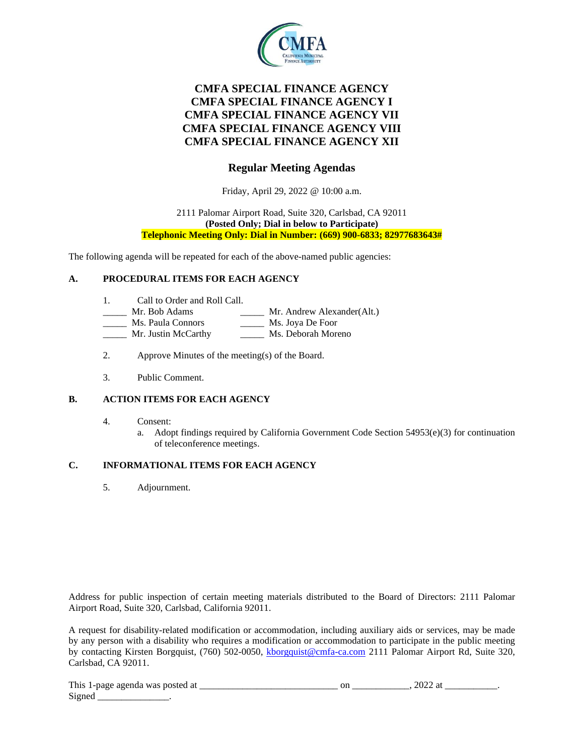# CMFA SPECIAL FINANCE AGENCY
# CMFA SPECIAL FINANCE AGENCY I
# CMFA SPECIAL FINANCE AGENCY VII
# CMFA SPECIAL FINANCE AGENCY VIII
# CMFA SPECIAL FINANCE AGENCY XII

## Regular Meeting Agendas

Friday, April 29, 2022 @ 10:00 a.m.

2111 Palomar Airport Road, Suite 320, Carlsbad, CA 92011
**(Posted Only; Dial in below to Participate)**
**Telephonic Meeting Only: Dial in Number: (669) 900-6833; 82977683643#**

The following agenda will be repeated for each of the above-named public agencies:

### A. PROCEDURAL ITEMS FOR EACH AGENCY

1. Call to Order and Roll Call.

_____ Mr. Bob Adams
_____ Mr. Andrew Alexander(Alt.)
_____ Ms. Paula Connors
_____ Ms. Joya De Foor
_____ Mr. Justin McCarthy
_____ Ms. Deborah Moreno

2. Approve Minutes of the meeting(s) of the Board.

3. Public Comment.

### B. ACTION ITEMS FOR EACH AGENCY

4. Consent:
   a. Adopt findings required by California Government Code Section 54953(e)(3) for continuation of teleconference meetings.

### C. INFORMATIONAL ITEMS FOR EACH AGENCY

5. Adjournment.

Address for public inspection of certain meeting materials distributed to the Board of Directors: 2111 Palomar Airport Road, Suite 320, Carlsbad, California 92011.

A request for disability-related modification or accommodation, including auxiliary aids or services, may be made by any person with a disability who requires a modification or accommodation to participate in the public meeting by contacting Kirsten Borgquist, (760) 502-0050, kborgquist@cmfa-ca.com 2111 Palomar Airport Rd, Suite 320, Carlsbad, CA 92011.

This 1-page agenda was posted at ____________________________ on ____________, 2022 at ___________.
Signed _______________.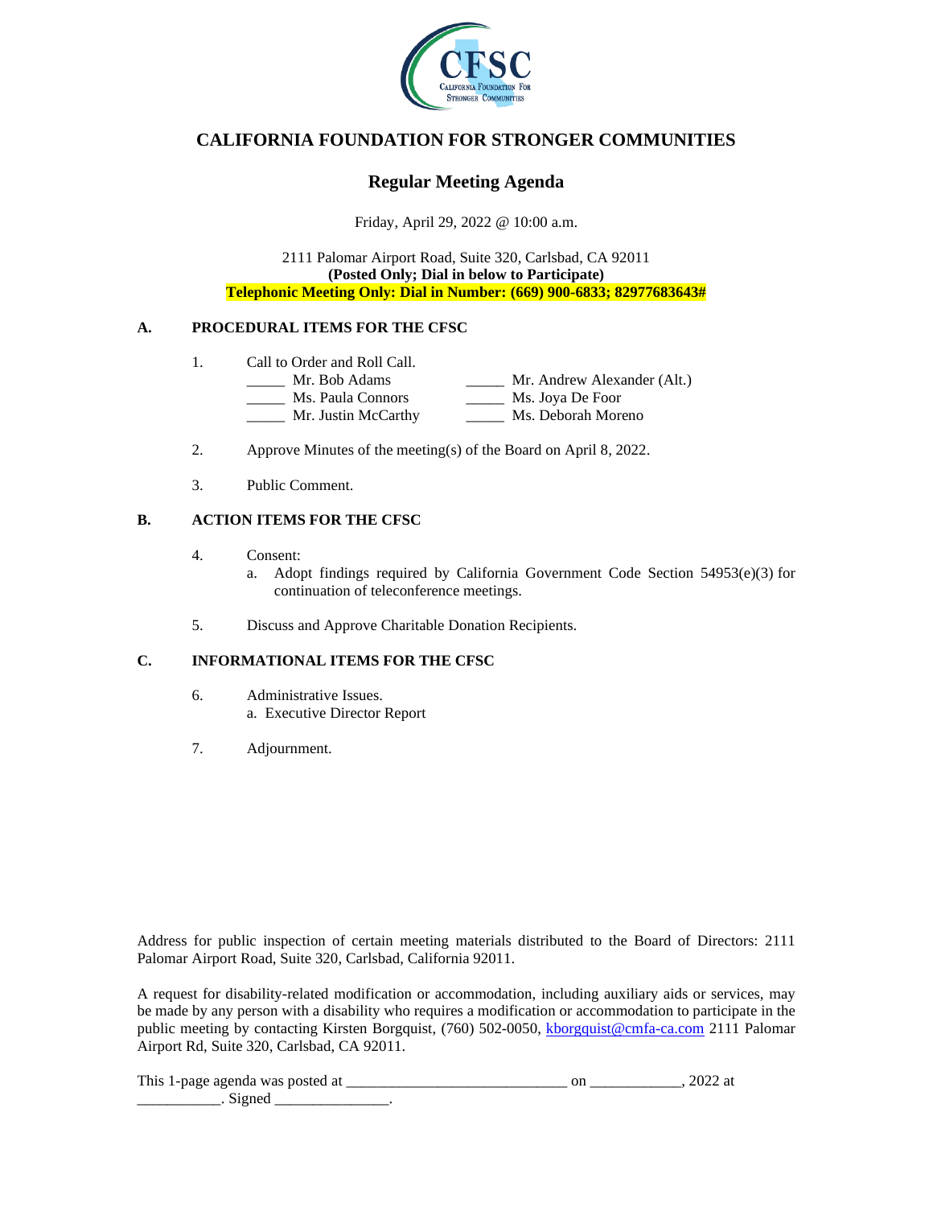# CALIFORNIA FOUNDATION FOR STRONGER COMMUNITIES

## Regular Meeting Agenda

Friday, April 29, 2022 @ 10:00 a.m.

2111 Palomar Airport Road, Suite 320, Carlsbad, CA 92011
**(Posted Only; Dial in below to Participate)**
**Telephonic Meeting Only: Dial in Number: (669) 900-6833; 82977683643#**

### A. PROCEDURAL ITEMS FOR THE CFSC

1. Call to Order and Roll Call.

   _____ Mr. Bob Adams
   _____ Ms. Paula Connors
   _____ Mr. Justin McCarthy
   _____ Mr. Andrew Alexander (Alt.)
   _____ Ms. Joya De Foor
   _____ Ms. Deborah Moreno

2. Approve Minutes of the meeting(s) of the Board on April 8, 2022.

3. Public Comment.

### B. ACTION ITEMS FOR THE CFSC

4. Consent:
   a. Adopt findings required by California Government Code Section 54953(e)(3) for continuation of teleconference meetings.

5. Discuss and Approve Charitable Donation Recipients.

### C. INFORMATIONAL ITEMS FOR THE CFSC

6. Administrative Issues.
   a. Executive Director Report

7. Adjournment.

Address for public inspection of certain meeting materials distributed to the Board of Directors: 2111 Palomar Airport Road, Suite 320, Carlsbad, California 92011.

A request for disability-related modification or accommodation, including auxiliary aids or services, may be made by any person with a disability who requires a modification or accommodation to participate in the public meeting by contacting Kirsten Borgquist, (760) 502-0050, kborgquist@cmfa-ca.com 2111 Palomar Airport Rd, Suite 320, Carlsbad, CA 92011.

This 1-page agenda was posted at ____________________________ on ____________, 2022 at ___________. Signed _______________.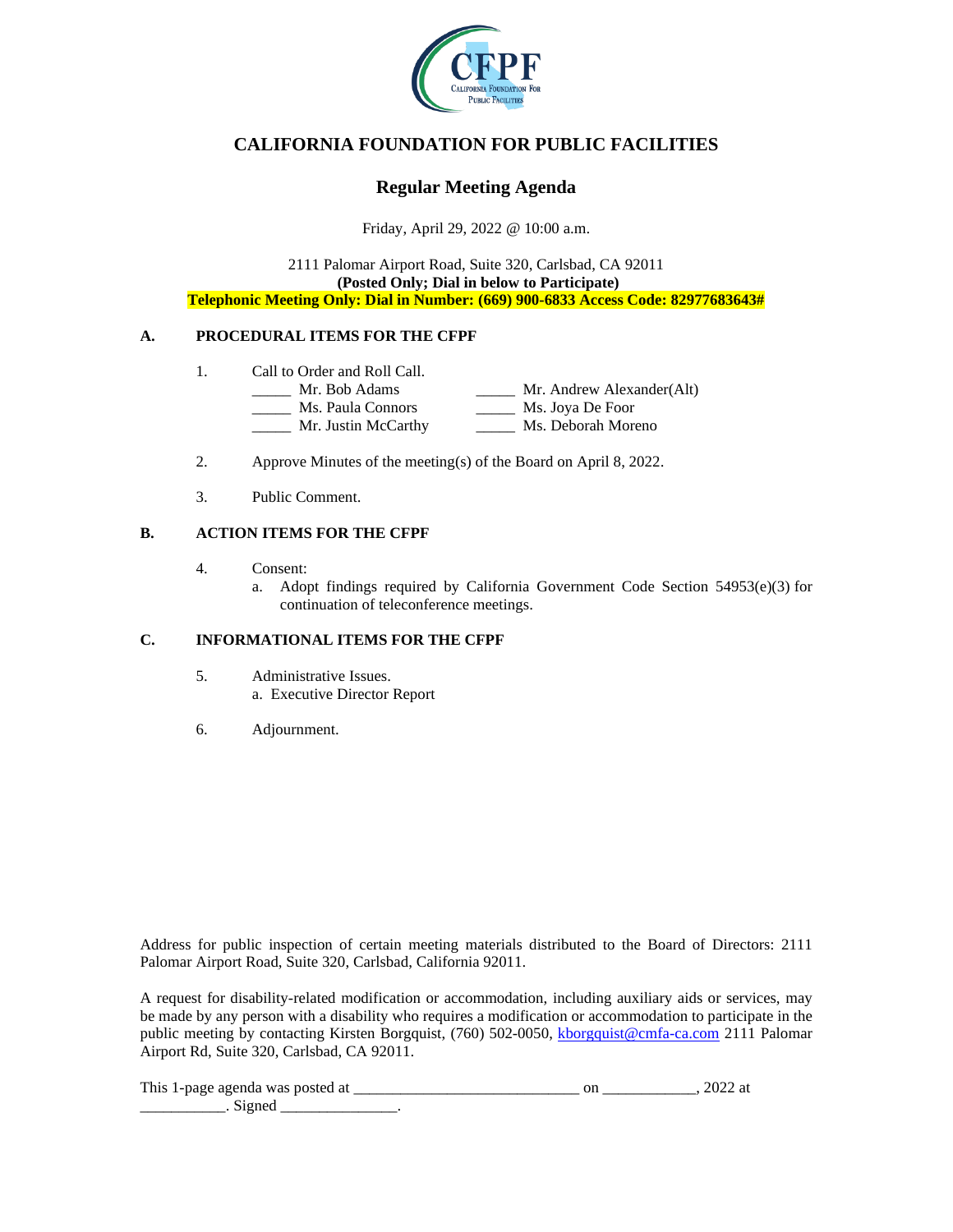# CALIFORNIA FOUNDATION FOR PUBLIC FACILITIES

## Regular Meeting Agenda

Friday, April 29, 2022 @ 10:00 a.m.

2111 Palomar Airport Road, Suite 320, Carlsbad, CA 92011
**(Posted Only; Dial in below to Participate)**
**Telephonic Meeting Only: Dial in Number: (669) 900-6833 Access Code: 82977683643#**

### A. PROCEDURAL ITEMS FOR THE CFPF

1. Call to Order and Roll Call.

   _____ Mr. Bob Adams
   _____ Mr. Andrew Alexander(Alt)
   _____ Ms. Paula Connors
   _____ Ms. Joya De Foor
   _____ Mr. Justin McCarthy
   _____ Ms. Deborah Moreno

2. Approve Minutes of the meeting(s) of the Board on April 8, 2022.

3. Public Comment.

### B. ACTION ITEMS FOR THE CFPF

4. Consent:
   a. Adopt findings required by California Government Code Section 54953(e)(3) for continuation of teleconference meetings.

### C. INFORMATIONAL ITEMS FOR THE CFPF

5. Administrative Issues.
   a. Executive Director Report

6. Adjournment.

Address for public inspection of certain meeting materials distributed to the Board of Directors: 2111 Palomar Airport Road, Suite 320, Carlsbad, California 92011.

A request for disability-related modification or accommodation, including auxiliary aids or services, may be made by any person with a disability who requires a modification or accommodation to participate in the public meeting by contacting Kirsten Borgquist, (760) 502-0050, kborgquist@cmfa-ca.com 2111 Palomar Airport Rd, Suite 320, Carlsbad, CA 92011.

This 1-page agenda was posted at ____________________________ on ____________, 2022 at ___________. Signed _______________.